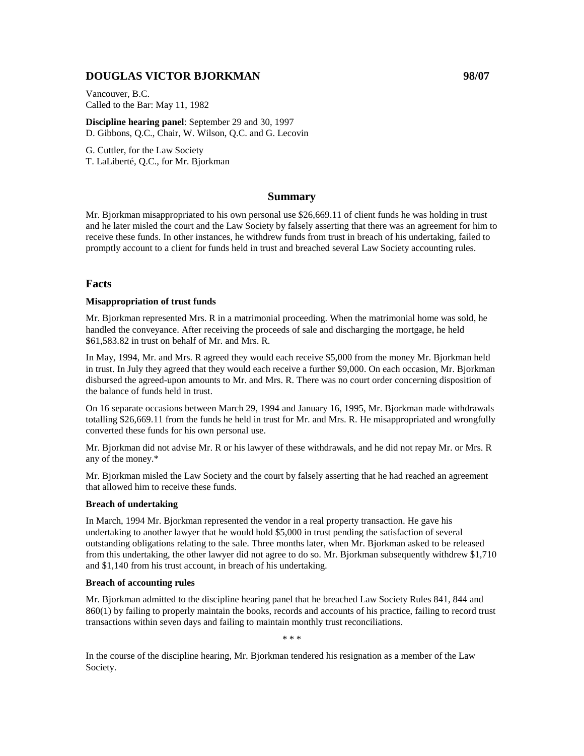## DOUGLAS VICTOR BJORKMAN 98/07

Vancouver, B.C.
Called to the Bar: May 11, 1982

**Discipline hearing panel**: September 29 and 30, 1997
D. Gibbons, Q.C., Chair, W. Wilson, Q.C. and G. Lecovin

G. Cuttler, for the Law Society
T. LaLiberté, Q.C., for Mr. Bjorkman

### Summary

Mr. Bjorkman misappropriated to his own personal use $26,669.11 of client funds he was holding in trust and he later misled the court and the Law Society by falsely asserting that there was an agreement for him to receive these funds. In other instances, he withdrew funds from trust in breach of his undertaking, failed to promptly account to a client for funds held in trust and breached several Law Society accounting rules.

### Facts

**Misappropriation of trust funds**

Mr. Bjorkman represented Mrs. R in a matrimonial proceeding. When the matrimonial home was sold, he handled the conveyance. After receiving the proceeds of sale and discharging the mortgage, he held $61,583.82 in trust on behalf of Mr. and Mrs. R.

In May, 1994, Mr. and Mrs. R agreed they would each receive $5,000 from the money Mr. Bjorkman held in trust. In July they agreed that they would each receive a further $9,000. On each occasion, Mr. Bjorkman disbursed the agreed-upon amounts to Mr. and Mrs. R. There was no court order concerning disposition of the balance of funds held in trust.

On 16 separate occasions between March 29, 1994 and January 16, 1995, Mr. Bjorkman made withdrawals totalling $26,669.11 from the funds he held in trust for Mr. and Mrs. R. He misappropriated and wrongfully converted these funds for his own personal use.

Mr. Bjorkman did not advise Mr. R or his lawyer of these withdrawals, and he did not repay Mr. or Mrs. R any of the money.*

Mr. Bjorkman misled the Law Society and the court by falsely asserting that he had reached an agreement that allowed him to receive these funds.

**Breach of undertaking**

In March, 1994 Mr. Bjorkman represented the vendor in a real property transaction. He gave his undertaking to another lawyer that he would hold $5,000 in trust pending the satisfaction of several outstanding obligations relating to the sale. Three months later, when Mr. Bjorkman asked to be released from this undertaking, the other lawyer did not agree to do so. Mr. Bjorkman subsequently withdrew $1,710 and $1,140 from his trust account, in breach of his undertaking.

**Breach of accounting rules**

Mr. Bjorkman admitted to the discipline hearing panel that he breached Law Society Rules 841, 844 and 860(1) by failing to properly maintain the books, records and accounts of his practice, failing to record trust transactions within seven days and failing to maintain monthly trust reconciliations.

\* \* \*

In the course of the discipline hearing, Mr. Bjorkman tendered his resignation as a member of the Law Society.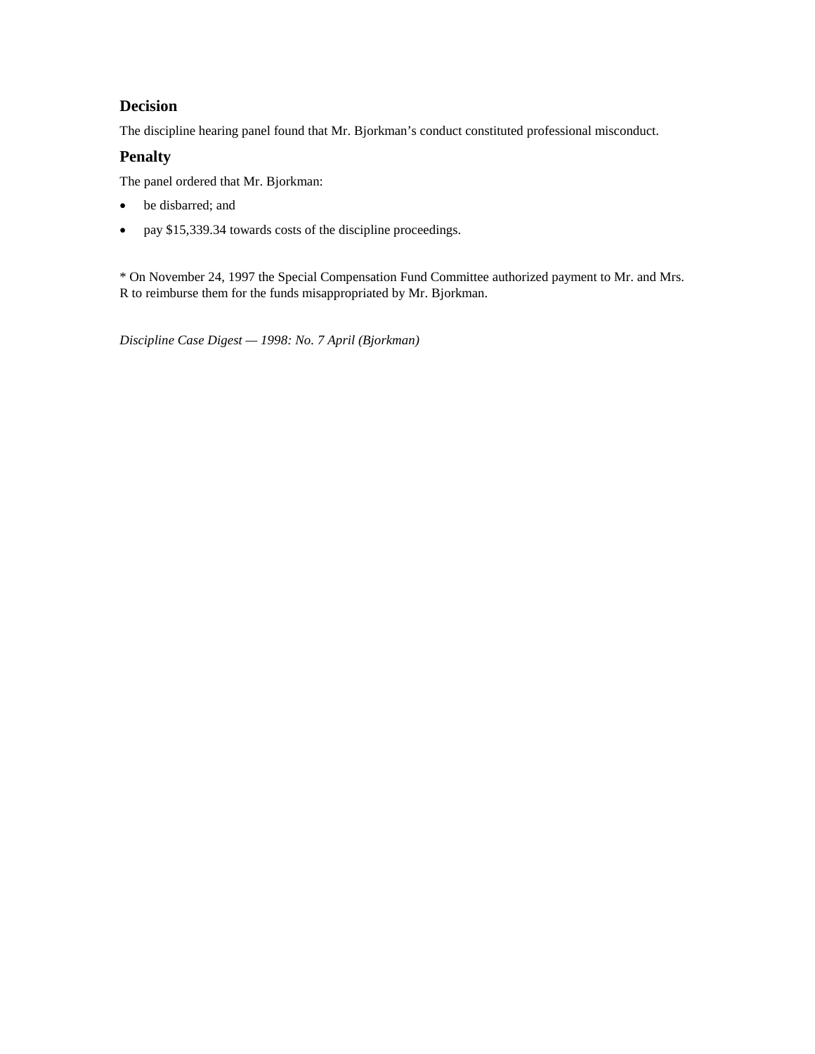## Decision

The discipline hearing panel found that Mr. Bjorkman's conduct constituted professional misconduct.

## Penalty

The panel ordered that Mr. Bjorkman:

- be disbarred; and
- pay $15,339.34 towards costs of the discipline proceedings.

* On November 24, 1997 the Special Compensation Fund Committee authorized payment to Mr. and Mrs. R to reimburse them for the funds misappropriated by Mr. Bjorkman.

*Discipline Case Digest — 1998: No. 7 April (Bjorkman)*